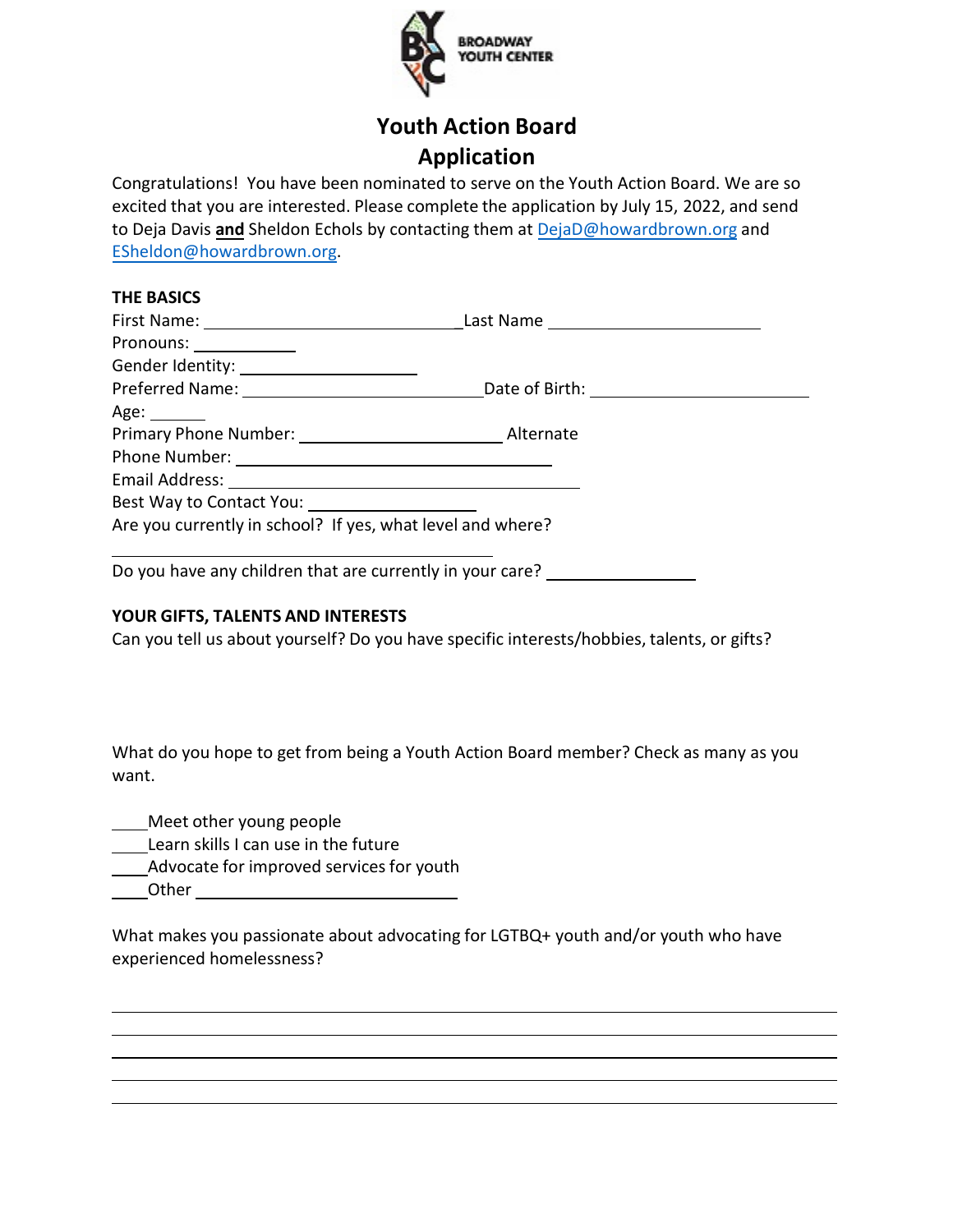BROADWAY YOUTH CENTER

# Youth Action Board Application

Congratulations! You have been nominated to serve on the Youth Action Board. We are so excited that you are interested. Please complete the application by July 15, 2022, and send to Deja Davis **and** Sheldon Echols by contacting them at DejaD@howardbrown.org and ESheldon@howardbrown.org.

**THE BASICS**

First Name: ______________________________ Last Name ________________________

Pronouns: ____________

Gender Identity: ___________________

Preferred Name: ___________________________ Date of Birth: _________________________

Age: ______

Primary Phone Number: ______________________ Alternate Phone Number: ____________________________________

Email Address: _______________________________________

Best Way to Contact You: __________________

Are you currently in school? If yes, what level and where?

__________________________________________

Do you have any children that are currently in your care? ________________

**YOUR GIFTS, TALENTS AND INTERESTS**

Can you tell us about yourself? Do you have specific interests/hobbies, talents, or gifts?

What do you hope to get from being a Youth Action Board member? Check as many as you want.

____Meet other young people
____Learn skills I can use in the future
____Advocate for improved services for youth
____Other _____________________________

What makes you passionate about advocating for LGTBQ+ youth and/or youth who have experienced homelessness?

________________________________________________________________________________

________________________________________________________________________________

________________________________________________________________________________

________________________________________________________________________________

________________________________________________________________________________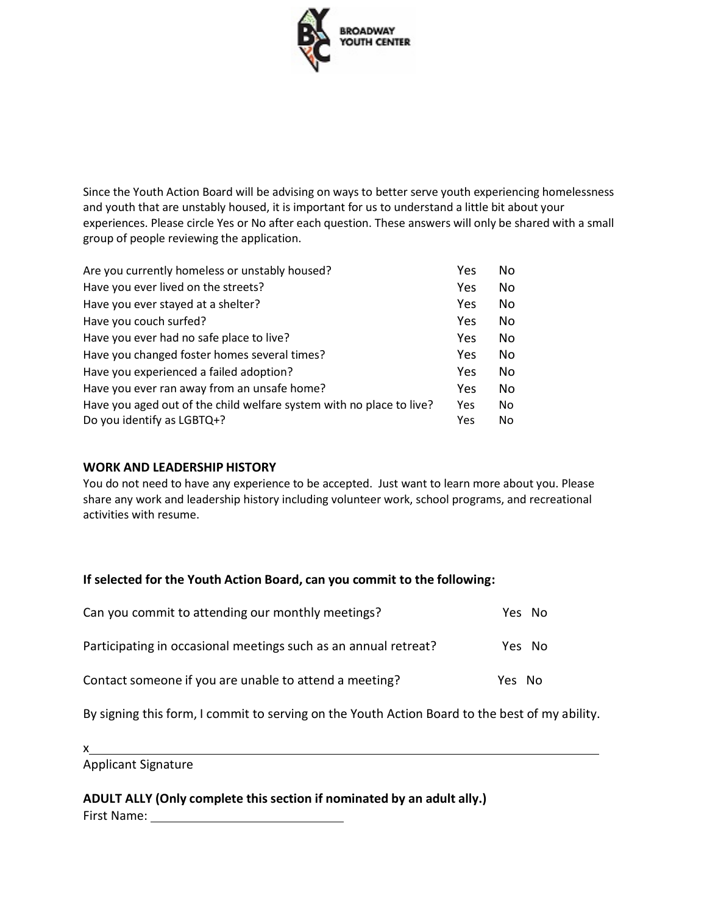BROADWAY YOUTH CENTER

Since the Youth Action Board will be advising on ways to better serve youth experiencing homelessness and youth that are unstably housed, it is important for us to understand a little bit about your experiences. Please circle Yes or No after each question. These answers will only be shared with a small group of people reviewing the application.

| Question | | |
|---|---|---|
| Are you currently homeless or unstably housed? | Yes | No |
| Have you ever lived on the streets? | Yes | No |
| Have you ever stayed at a shelter? | Yes | No |
| Have you couch surfed? | Yes | No |
| Have you ever had no safe place to live? | Yes | No |
| Have you changed foster homes several times? | Yes | No |
| Have you experienced a failed adoption? | Yes | No |
| Have you ever ran away from an unsafe home? | Yes | No |
| Have you aged out of the child welfare system with no place to live? | Yes | No |
| Do you identify as LGBTQ+? | Yes | No |

**WORK AND LEADERSHIP HISTORY**

You do not need to have any experience to be accepted. Just want to learn more about you. Please share any work and leadership history including volunteer work, school programs, and recreational activities with resume.

**If selected for the Youth Action Board, can you commit to the following:**

| Question | | |
|---|---|---|
| Can you commit to attending our monthly meetings? | Yes | No |
| Participating in occasional meetings such as an annual retreat? | Yes | No |
| Contact someone if you are unable to attend a meeting? | Yes | No |

By signing this form, I commit to serving on the Youth Action Board to the best of my ability.

x\_\_\_\_\_\_\_\_\_\_\_\_\_\_\_\_\_\_\_\_\_\_\_\_\_\_\_\_\_\_\_\_\_\_\_\_\_\_\_\_

Applicant Signature

**ADULT ALLY (Only complete this section if nominated by an adult ally.)**

First Name: \_\_\_\_\_\_\_\_\_\_\_\_\_\_\_\_\_\_\_\_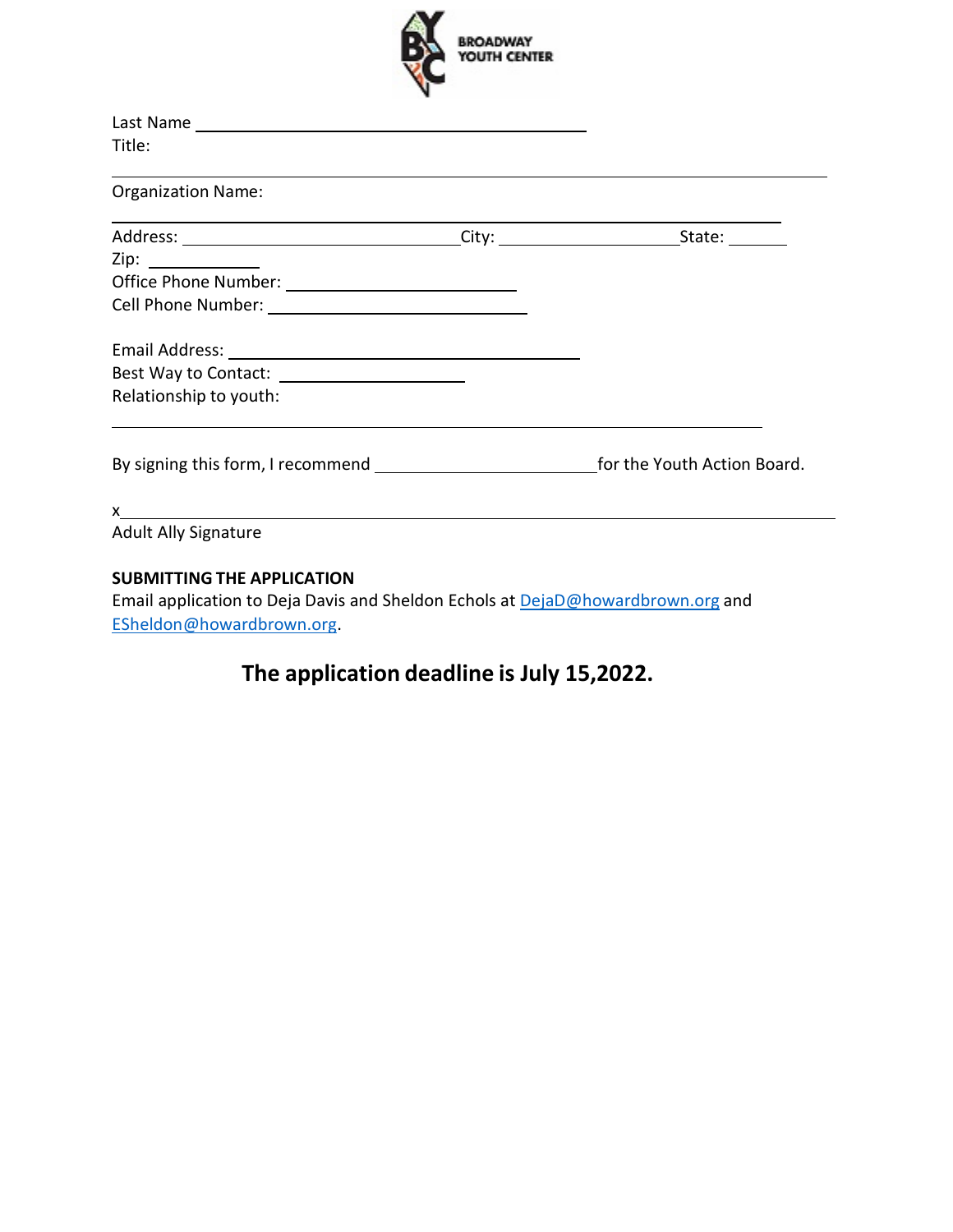BROADWAY YOUTH CENTER

Last Name ______________________________
Title:

________________________________________________________________

Organization Name:

________________________________________________________________

Address: ______________________ City: ______________ State: ______
Zip: __________
Office Phone Number: ____________________
Cell Phone Number: ______________________

Email Address: ____________________________
Best Way to Contact: ________________
Relationship to youth:

________________________________________________________________

By signing this form, I recommend ____________________ for the Youth Action Board.

x________________________________________________________________
Adult Ally Signature

**SUBMITTING THE APPLICATION**
Email application to Deja Davis and Sheldon Echols at DejaD@howardbrown.org and ESheldon@howardbrown.org.

## The application deadline is July 15,2022.